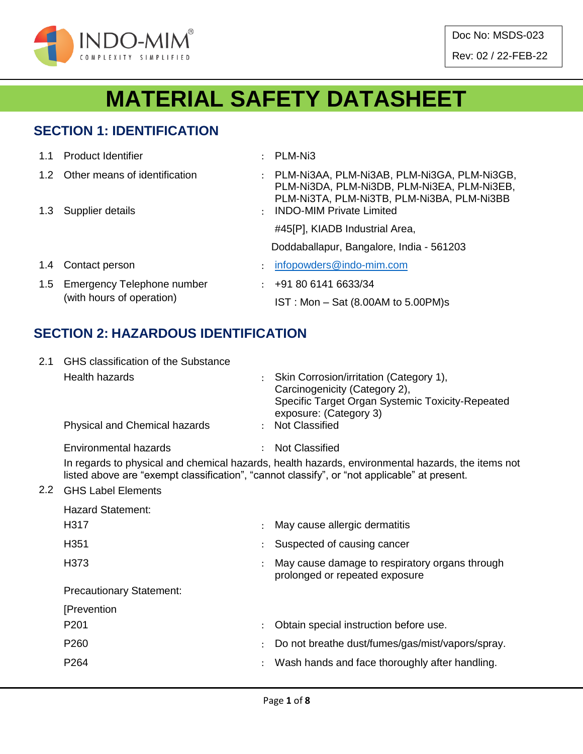INDO-MIM®
COMPLEXITY SIMPLIFIED

Doc No: MSDS-023
Rev: 02 / 22-FEB-22

# MATERIAL SAFETY DATASHEET

## SECTION 1: IDENTIFICATION

| | | | |
|---|---|---|---|
| 1.1 | Product Identifier | : | PLM-Ni3 |
| 1.2 | Other means of identification | : | PLM-Ni3AA, PLM-Ni3AB, PLM-Ni3GA, PLM-Ni3GB, PLM-Ni3DA, PLM-Ni3DB, PLM-Ni3EA, PLM-Ni3EB, PLM-Ni3TA, PLM-Ni3TB, PLM-Ni3BA, PLM-Ni3BB |
| 1.3 | Supplier details | : | INDO-MIM Private Limited<br>#45[P], KIADB Industrial Area,<br>Doddaballapur, Bangalore, India - 561203 |
| 1.4 | Contact person | : | infopowders@indo-mim.com |
| 1.5 | Emergency Telephone number (with hours of operation) | : | +91 80 6141 6633/34<br>IST : Mon – Sat (8.00AM to 5.00PM)s |

## SECTION 2: HAZARDOUS IDENTIFICATION

2.1 GHS classification of the Substance

| | | |
|---|---|---|
| Health hazards | : | Skin Corrosion/irritation (Category 1),<br>Carcinogenicity (Category 2),<br>Specific Target Organ Systemic Toxicity-Repeated exposure: (Category 3) |
| Physical and Chemical hazards | : | Not Classified |
| Environmental hazards | : | Not Classified |

In regards to physical and chemical hazards, health hazards, environmental hazards, the items not listed above are "exempt classification", "cannot classify", or "not applicable" at present.

2.2 GHS Label Elements

Hazard Statement:

| | | |
|---|---|---|
| H317 | : | May cause allergic dermatitis |
| H351 | : | Suspected of causing cancer |
| H373 | : | May cause damage to respiratory organs through prolonged or repeated exposure |

Precautionary Statement:

[Prevention

| | | |
|---|---|---|
| P201 | : | Obtain special instruction before use. |
| P260 | : | Do not breathe dust/fumes/gas/mist/vapors/spray. |
| P264 | : | Wash hands and face thoroughly after handling. |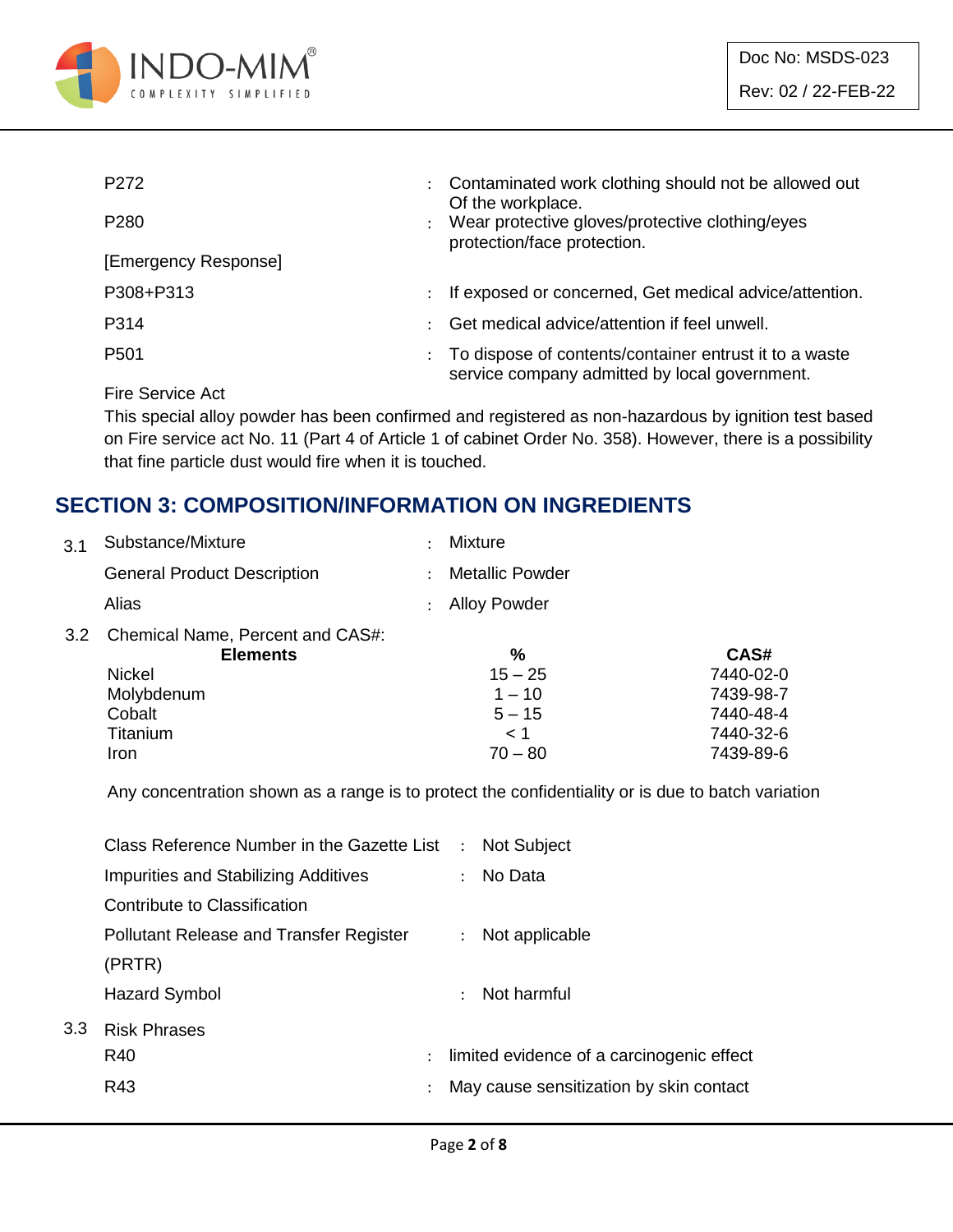P272 : Contaminated work clothing should not be allowed out Of the workplace.

P280 : Wear protective gloves/protective clothing/eyes protection/face protection.

[Emergency Response]

P308+P313 : If exposed or concerned, Get medical advice/attention.

P314 : Get medical advice/attention if feel unwell.

P501 : To dispose of contents/container entrust it to a waste service company admitted by local government.

Fire Service Act

This special alloy powder has been confirmed and registered as non-hazardous by ignition test based on Fire service act No. 11 (Part 4 of Article 1 of cabinet Order No. 358). However, there is a possibility that fine particle dust would fire when it is touched.

## SECTION 3: COMPOSITION/INFORMATION ON INGREDIENTS

3.1 Substance/Mixture : Mixture

General Product Description : Metallic Powder

Alias : Alloy Powder

3.2 Chemical Name, Percent and CAS#:

| Elements | % | CAS# |
|---|---|---|
| Nickel | 15 – 25 | 7440-02-0 |
| Molybdenum | 1 – 10 | 7439-98-7 |
| Cobalt | 5 – 15 | 7440-48-4 |
| Titanium | < 1 | 7440-32-6 |
| Iron | 70 – 80 | 7439-89-6 |

Any concentration shown as a range is to protect the confidentiality or is due to batch variation

Class Reference Number in the Gazette List : Not Subject

Impurities and Stabilizing Additives Contribute to Classification : No Data

Pollutant Release and Transfer Register (PRTR) : Not applicable

Hazard Symbol : Not harmful

3.3 Risk Phrases

R40 : limited evidence of a carcinogenic effect

R43 : May cause sensitization by skin contact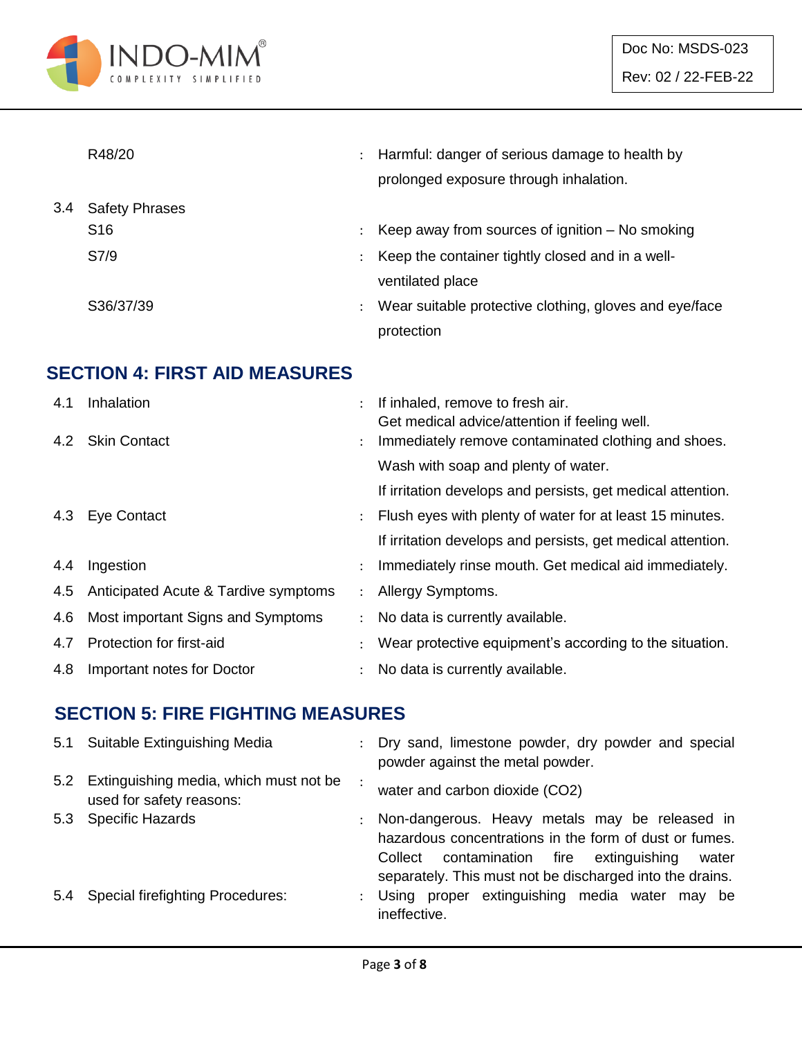| | | | |
|---|---|---|---|
| | R48/20 | : | Harmful: danger of serious damage to health by prolonged exposure through inhalation. |
| 3.4 | Safety Phrases | | |
| | S16 | : | Keep away from sources of ignition – No smoking |
| | S7/9 | : | Keep the container tightly closed and in a well-ventilated place |
| | S36/37/39 | : | Wear suitable protective clothing, gloves and eye/face protection |

## SECTION 4: FIRST AID MEASURES

| | | | |
|---|---|---|---|
| 4.1 | Inhalation | : | If inhaled, remove to fresh air. Get medical advice/attention if feeling well. |
| 4.2 | Skin Contact | : | Immediately remove contaminated clothing and shoes. Wash with soap and plenty of water. If irritation develops and persists, get medical attention. |
| 4.3 | Eye Contact | : | Flush eyes with plenty of water for at least 15 minutes. If irritation develops and persists, get medical attention. |
| 4.4 | Ingestion | : | Immediately rinse mouth. Get medical aid immediately. |
| 4.5 | Anticipated Acute & Tardive symptoms | : | Allergy Symptoms. |
| 4.6 | Most important Signs and Symptoms | : | No data is currently available. |
| 4.7 | Protection for first-aid | : | Wear protective equipment's according to the situation. |
| 4.8 | Important notes for Doctor | : | No data is currently available. |

## SECTION 5: FIRE FIGHTING MEASURES

| | | | |
|---|---|---|---|
| 5.1 | Suitable Extinguishing Media | : | Dry sand, limestone powder, dry powder and special powder against the metal powder. |
| 5.2 | Extinguishing media, which must not be used for safety reasons: | : | water and carbon dioxide ($CO_2$) |
| 5.3 | Specific Hazards | : | Non-dangerous. Heavy metals may be released in hazardous concentrations in the form of dust or fumes. Collect contamination fire extinguishing water separately. This must not be discharged into the drains. |
| 5.4 | Special firefighting Procedures: | : | Using proper extinguishing media water may be ineffective. |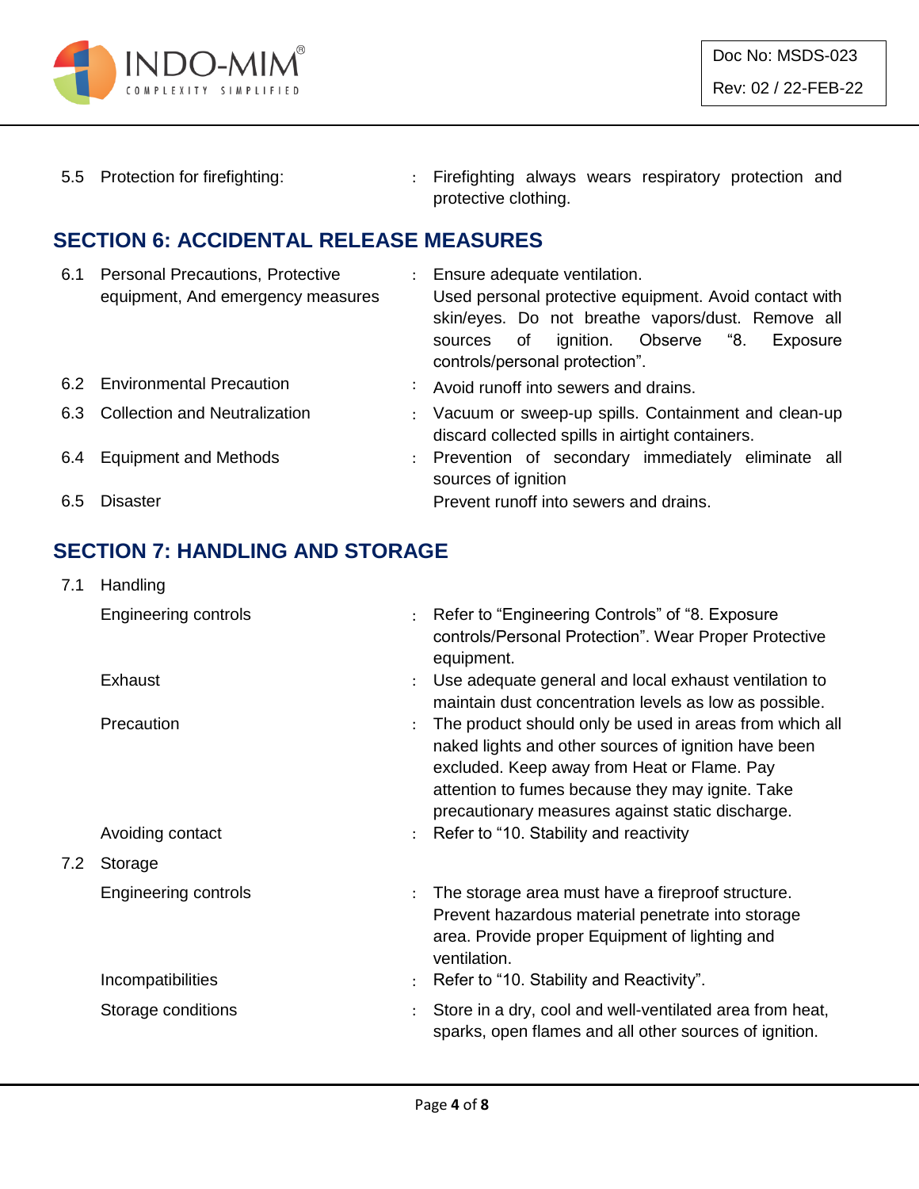| | | | |
|---|---|---|---|
| 5.5 | Protection for firefighting: | : | Firefighting always wears respiratory protection and protective clothing. |

## SECTION 6: ACCIDENTAL RELEASE MEASURES

| | | | |
|---|---|---|---|
| 6.1 | Personal Precautions, Protective equipment, And emergency measures | : | Ensure adequate ventilation. Used personal protective equipment. Avoid contact with skin/eyes. Do not breathe vapors/dust. Remove all sources of ignition. Observe “8. Exposure controls/personal protection”. |
| 6.2 | Environmental Precaution | : | Avoid runoff into sewers and drains. |
| 6.3 | Collection and Neutralization | : | Vacuum or sweep-up spills. Containment and clean-up discard collected spills in airtight containers. |
| 6.4 | Equipment and Methods | : | Prevention of secondary immediately eliminate all sources of ignition |
| 6.5 | Disaster | | Prevent runoff into sewers and drains. |

## SECTION 7: HANDLING AND STORAGE

| | | | |
|---|---|---|---|
| 7.1 | Handling | | |
| | Engineering controls | : | Refer to “Engineering Controls” of “8. Exposure controls/Personal Protection”. Wear Proper Protective equipment. |
| | Exhaust | : | Use adequate general and local exhaust ventilation to maintain dust concentration levels as low as possible. |
| | Precaution | : | The product should only be used in areas from which all naked lights and other sources of ignition have been excluded. Keep away from Heat or Flame. Pay attention to fumes because they may ignite. Take precautionary measures against static discharge. |
| | Avoiding contact | : | Refer to “10. Stability and reactivity |
| 7.2 | Storage | | |
| | Engineering controls | : | The storage area must have a fireproof structure. Prevent hazardous material penetrate into storage area. Provide proper Equipment of lighting and ventilation. |
| | Incompatibilities | : | Refer to “10. Stability and Reactivity”. |
| | Storage conditions | : | Store in a dry, cool and well-ventilated area from heat, sparks, open flames and all other sources of ignition. |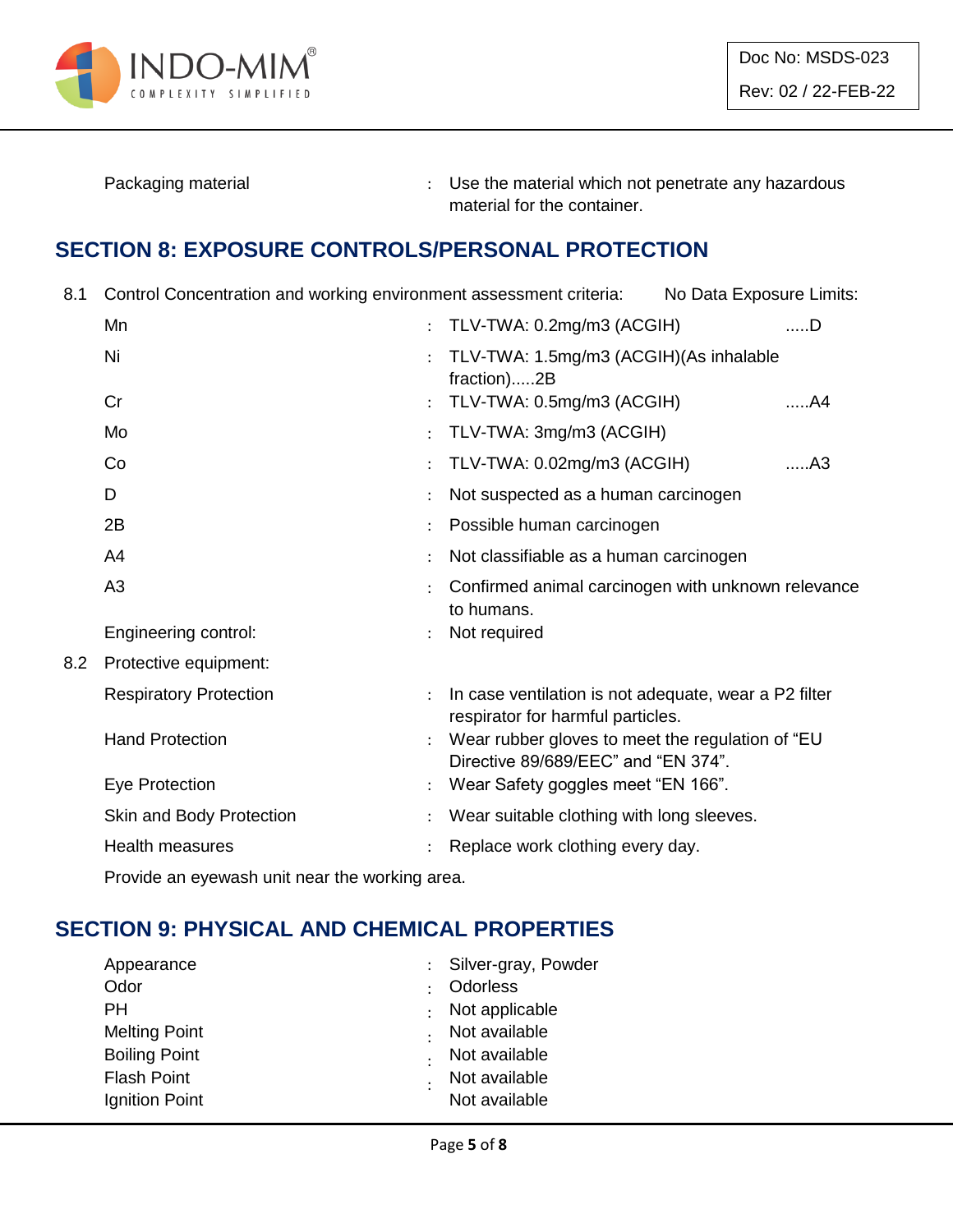| | | |
|---|---|---|
| Packaging material | : | Use the material which not penetrate any hazardous material for the container. |

## SECTION 8: EXPOSURE CONTROLS/PERSONAL PROTECTION

8.1 Control Concentration and working environment assessment criteria: No Data Exposure Limits:

| | | | |
|---|---|---|---|
| Mn | : | TLV-TWA: 0.2mg/m3 (ACGIH) | .....D |
| Ni | : | TLV-TWA: 1.5mg/m3 (ACGIH)(As inhalable fraction).....2B | |
| Cr | : | TLV-TWA: 0.5mg/m3 (ACGIH) | .....A4 |
| Mo | : | TLV-TWA: 3mg/m3 (ACGIH) | |
| Co | : | TLV-TWA: 0.02mg/m3 (ACGIH) | .....A3 |
| D | : | Not suspected as a human carcinogen | |
| 2B | : | Possible human carcinogen | |
| A4 | : | Not classifiable as a human carcinogen | |
| A3 | : | Confirmed animal carcinogen with unknown relevance to humans. | |
| Engineering control: | : | Not required | |

8.2 Protective equipment:

| | | |
|---|---|---|
| Respiratory Protection | : | In case ventilation is not adequate, wear a P2 filter respirator for harmful particles. |
| Hand Protection | : | Wear rubber gloves to meet the regulation of "EU Directive 89/689/EEC" and "EN 374". |
| Eye Protection | : | Wear Safety goggles meet "EN 166". |
| Skin and Body Protection | : | Wear suitable clothing with long sleeves. |
| Health measures | : | Replace work clothing every day. |

Provide an eyewash unit near the working area.

## SECTION 9: PHYSICAL AND CHEMICAL PROPERTIES

| | | |
|---|---|---|
| Appearance | : | Silver-gray, Powder |
| Odor | : | Odorless |
| PH | : | Not applicable |
| Melting Point | : | Not available |
| Boiling Point | : | Not available |
| Flash Point | : | Not available |
| Ignition Point | : | Not available |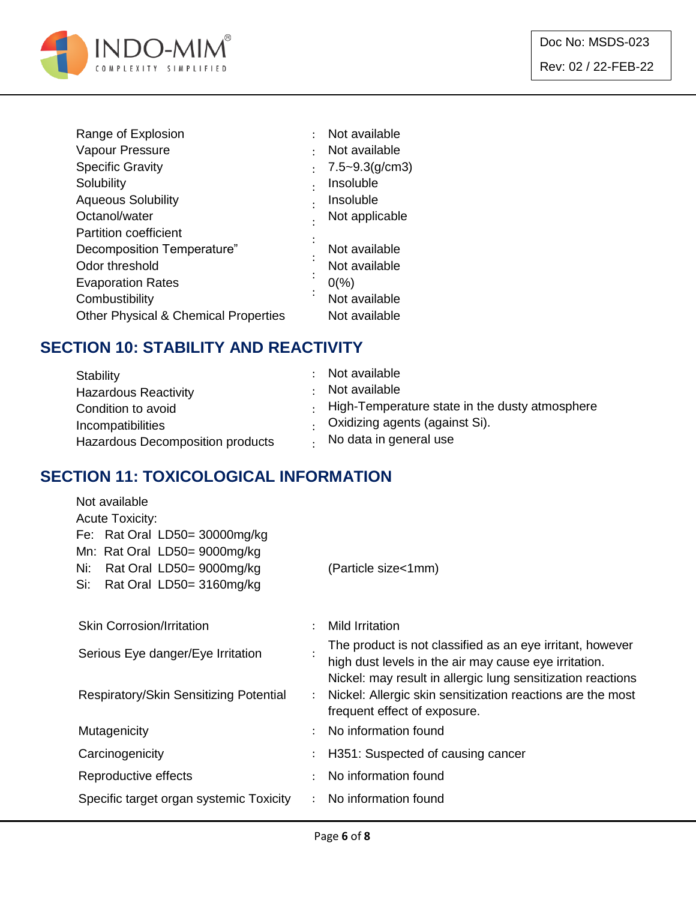| | | |
|---|---|---|
| Range of Explosion | : | Not available |
| Vapour Pressure | : | Not available |
| Specific Gravity | : | 7.5~9.3(g/cm3) |
| Solubility | : | Insoluble |
| Aqueous Solubility | : | Insoluble |
| Octanol/water Partition coefficient | : | Not applicable |
| Decomposition Temperature” | : | Not available |
| Odor threshold | : | Not available |
| Evaporation Rates | : | 0(%) |
| Combustibility | : | Not available |
| Other Physical & Chemical Properties | | Not available |

## SECTION 10: STABILITY AND REACTIVITY

| | | |
|---|---|---|
| Stability | : | Not available |
| Hazardous Reactivity | : | Not available |
| Condition to avoid | : | High-Temperature state in the dusty atmosphere |
| Incompatibilities | : | Oxidizing agents (against Si). |
| Hazardous Decomposition products | : | No data in general use |

## SECTION 11: TOXICOLOGICAL INFORMATION

Not available

Acute Toxicity:

Fe: Rat Oral LD50= 30000mg/kg

Mn: Rat Oral LD50= 9000mg/kg

Ni: Rat Oral LD50= 9000mg/kg (Particle size<1mm)

Si: Rat Oral LD50= 3160mg/kg

| | | |
|---|---|---|
| Skin Corrosion/Irritation | : | Mild Irritation |
| Serious Eye danger/Eye Irritation | : | The product is not classified as an eye irritant, however high dust levels in the air may cause eye irritation. |
| Respiratory/Skin Sensitizing Potential | : | Nickel: may result in allergic lung sensitization reactions<br>Nickel: Allergic skin sensitization reactions are the most frequent effect of exposure. |
| Mutagenicity | : | No information found |
| Carcinogenicity | : | H351: Suspected of causing cancer |
| Reproductive effects | : | No information found |
| Specific target organ systemic Toxicity | : | No information found |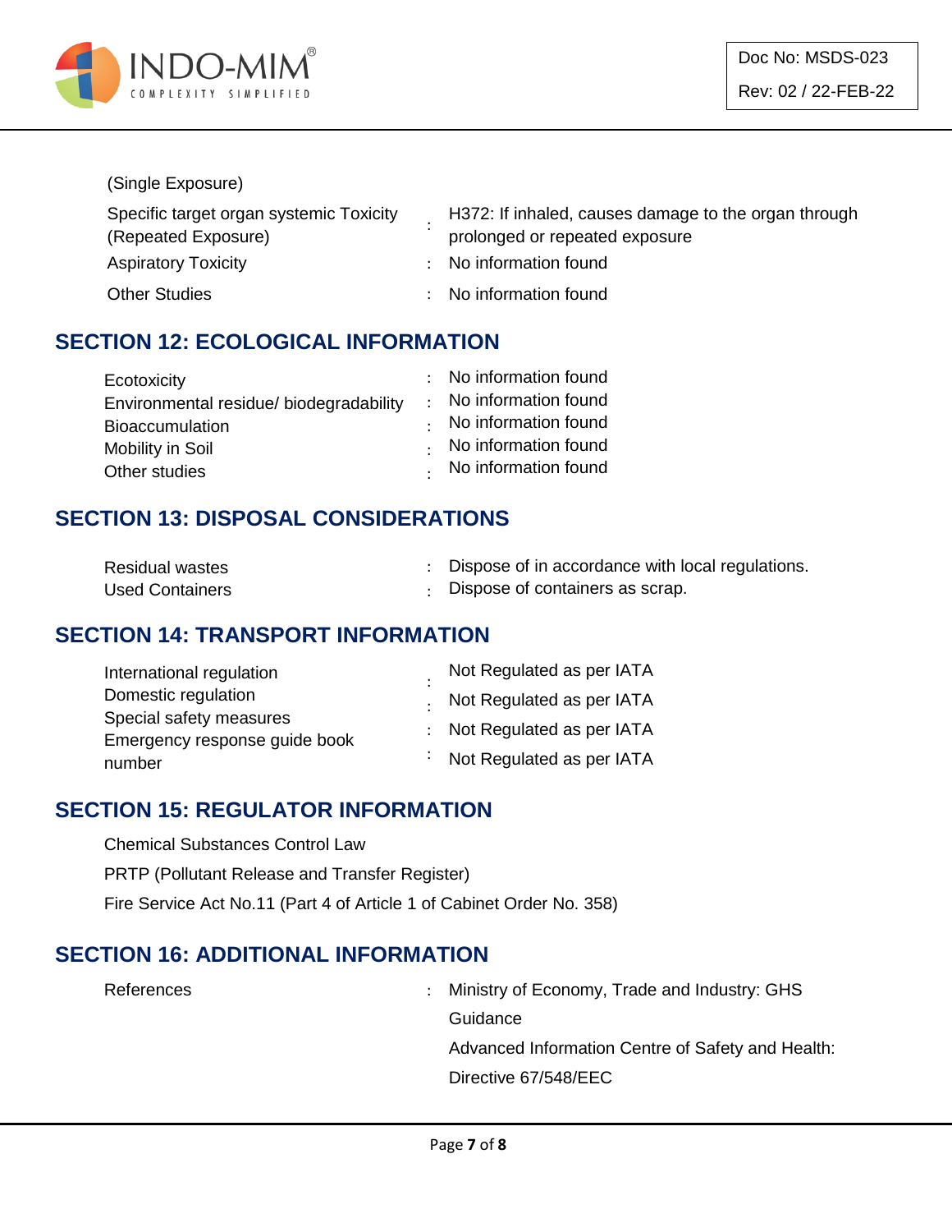(Single Exposure)

| | | |
|---|---|---|
| Specific target organ systemic Toxicity (Repeated Exposure) | : | H372: If inhaled, causes damage to the organ through prolonged or repeated exposure |
| Aspiratory Toxicity | : | No information found |
| Other Studies | : | No information found |

## SECTION 12: ECOLOGICAL INFORMATION

| | | |
|---|---|---|
| Ecotoxicity | : | No information found |
| Environmental residue/ biodegradability | : | No information found |
| Bioaccumulation | : | No information found |
| Mobility in Soil | : | No information found |
| Other studies | : | No information found |

## SECTION 13: DISPOSAL CONSIDERATIONS

| | | |
|---|---|---|
| Residual wastes | : | Dispose of in accordance with local regulations. |
| Used Containers | : | Dispose of containers as scrap. |

## SECTION 14: TRANSPORT INFORMATION

| | | |
|---|---|---|
| International regulation | : | Not Regulated as per IATA |
| Domestic regulation | : | Not Regulated as per IATA |
| Special safety measures | : | Not Regulated as per IATA |
| Emergency response guide book number | : | Not Regulated as per IATA |

## SECTION 15: REGULATOR INFORMATION

Chemical Substances Control Law

PRTP (Pollutant Release and Transfer Register)

Fire Service Act No.11 (Part 4 of Article 1 of Cabinet Order No. 358)

## SECTION 16: ADDITIONAL INFORMATION

| | | |
|---|---|---|
| References | : | Ministry of Economy, Trade and Industry: GHS Guidance<br>Advanced Information Centre of Safety and Health:<br>Directive 67/548/EEC |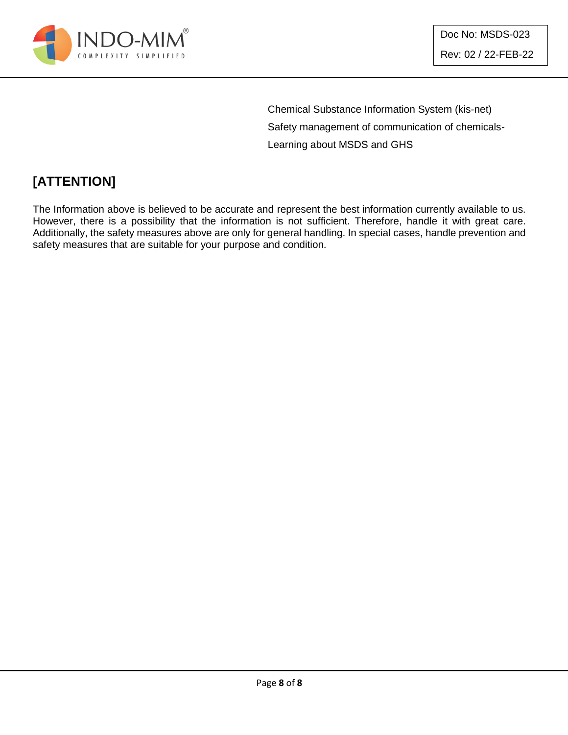Chemical Substance Information System (kis-net)
Safety management of communication of chemicals-
Learning about MSDS and GHS

## [ATTENTION]

The Information above is believed to be accurate and represent the best information currently available to us. However, there is a possibility that the information is not sufficient. Therefore, handle it with great care. Additionally, the safety measures above are only for general handling. In special cases, handle prevention and safety measures that are suitable for your purpose and condition.